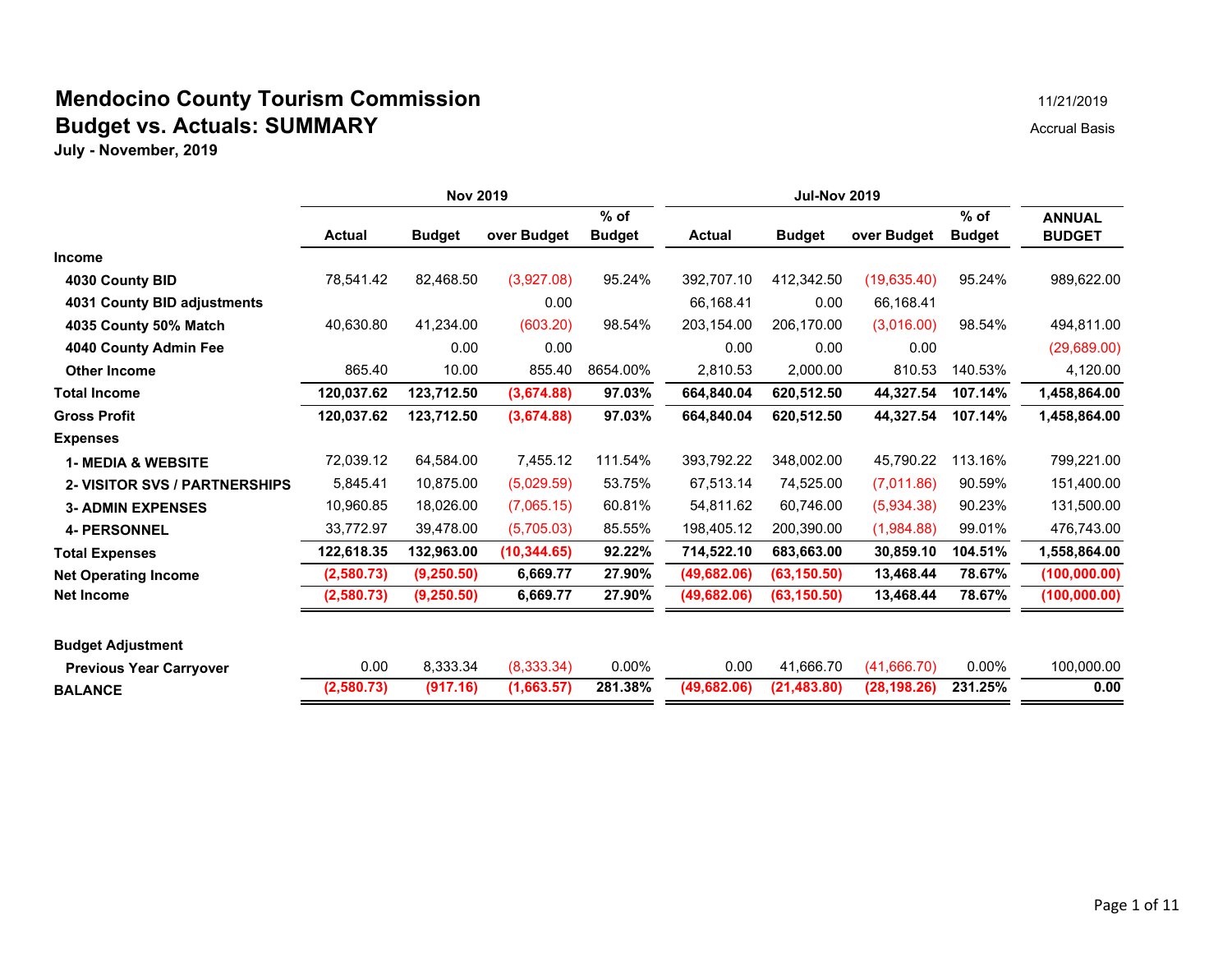# Mendocino County Tourism Commission

## Budget vs. Actuals: SUMMARY

**July - November, 2019**

11/21/2019

Accrual Basis

| | Nov 2019 | | | | Jul-Nov 2019 | | | | |
|---|---|---|---|---|---|---|---|---|---|
| | Actual | Budget | over Budget | % of Budget | Actual | Budget | over Budget | % of Budget | ANNUAL BUDGET |
| **Income** | | | | | | | | | |
| **4030 County BID** | 78,541.42 | 82,468.50 | (3,927.08) | 95.24% | 392,707.10 | 412,342.50 | (19,635.40) | 95.24% | 989,622.00 |
| **4031 County BID adjustments** | | | 0.00 | | 66,168.41 | 0.00 | 66,168.41 | | |
| **4035 County 50% Match** | 40,630.80 | 41,234.00 | (603.20) | 98.54% | 203,154.00 | 206,170.00 | (3,016.00) | 98.54% | 494,811.00 |
| **4040 County Admin Fee** | | 0.00 | 0.00 | | 0.00 | 0.00 | 0.00 | | (29,689.00) |
| **Other Income** | 865.40 | 10.00 | 855.40 | 8654.00% | 2,810.53 | 2,000.00 | 810.53 | 140.53% | 4,120.00 |
| **Total Income** | **120,037.62** | **123,712.50** | **(3,674.88)** | **97.03%** | **664,840.04** | **620,512.50** | **44,327.54** | **107.14%** | **1,458,864.00** |
| **Gross Profit** | **120,037.62** | **123,712.50** | **(3,674.88)** | **97.03%** | **664,840.04** | **620,512.50** | **44,327.54** | **107.14%** | **1,458,864.00** |
| **Expenses** | | | | | | | | | |
| **1- MEDIA & WEBSITE** | 72,039.12 | 64,584.00 | 7,455.12 | 111.54% | 393,792.22 | 348,002.00 | 45,790.22 | 113.16% | 799,221.00 |
| **2- VISITOR SVS / PARTNERSHIPS** | 5,845.41 | 10,875.00 | (5,029.59) | 53.75% | 67,513.14 | 74,525.00 | (7,011.86) | 90.59% | 151,400.00 |
| **3- ADMIN EXPENSES** | 10,960.85 | 18,026.00 | (7,065.15) | 60.81% | 54,811.62 | 60,746.00 | (5,934.38) | 90.23% | 131,500.00 |
| **4- PERSONNEL** | 33,772.97 | 39,478.00 | (5,705.03) | 85.55% | 198,405.12 | 200,390.00 | (1,984.88) | 99.01% | 476,743.00 |
| **Total Expenses** | **122,618.35** | **132,963.00** | **(10,344.65)** | **92.22%** | **714,522.10** | **683,663.00** | **30,859.10** | **104.51%** | **1,558,864.00** |
| **Net Operating Income** | **(2,580.73)** | **(9,250.50)** | **6,669.77** | **27.90%** | **(49,682.06)** | **(63,150.50)** | **13,468.44** | **78.67%** | **(100,000.00)** |
| **Net Income** | **(2,580.73)** | **(9,250.50)** | **6,669.77** | **27.90%** | **(49,682.06)** | **(63,150.50)** | **13,468.44** | **78.67%** | **(100,000.00)** |
| **Budget Adjustment** | | | | | | | | | |
| **Previous Year Carryover** | 0.00 | 8,333.34 | (8,333.34) | 0.00% | 0.00 | 41,666.70 | (41,666.70) | 0.00% | 100,000.00 |
| **BALANCE** | **(2,580.73)** | **(917.16)** | **(1,663.57)** | **281.38%** | **(49,682.06)** | **(21,483.80)** | **(28,198.26)** | **231.25%** | **0.00** |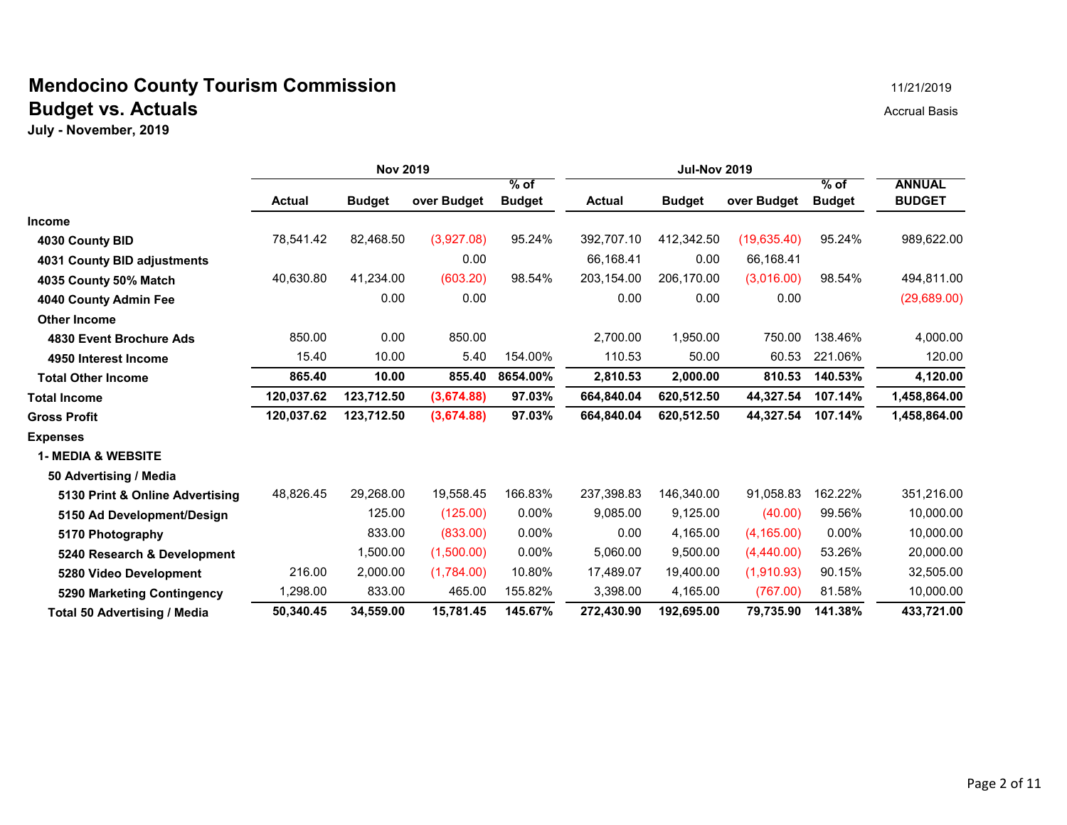# Mendocino County Tourism Commission

## Budget vs. Actuals

**July - November, 2019**

11/21/2019

Accrual Basis

| | Nov 2019 | | | | Jul-Nov 2019 | | | | |
|---|---|---|---|---|---|---|---|---|---|
| | Actual | Budget | over Budget | % of Budget | Actual | Budget | over Budget | % of Budget | ANNUAL BUDGET |
| **Income** | | | | | | | | | |
| **4030 County BID** | 78,541.42 | 82,468.50 | (3,927.08) | 95.24% | 392,707.10 | 412,342.50 | (19,635.40) | 95.24% | 989,622.00 |
| **4031 County BID adjustments** | | | 0.00 | | 66,168.41 | 0.00 | 66,168.41 | | |
| **4035 County 50% Match** | 40,630.80 | 41,234.00 | (603.20) | 98.54% | 203,154.00 | 206,170.00 | (3,016.00) | 98.54% | 494,811.00 |
| **4040 County Admin Fee** | | 0.00 | 0.00 | | 0.00 | 0.00 | 0.00 | | (29,689.00) |
| **Other Income** | | | | | | | | | |
| **4830 Event Brochure Ads** | 850.00 | 0.00 | 850.00 | | 2,700.00 | 1,950.00 | 750.00 | 138.46% | 4,000.00 |
| **4950 Interest Income** | 15.40 | 10.00 | 5.40 | 154.00% | 110.53 | 50.00 | 60.53 | 221.06% | 120.00 |
| **Total Other Income** | **865.40** | **10.00** | **855.40** | **8654.00%** | **2,810.53** | **2,000.00** | **810.53** | **140.53%** | **4,120.00** |
| **Total Income** | **120,037.62** | **123,712.50** | **(3,674.88)** | **97.03%** | **664,840.04** | **620,512.50** | **44,327.54** | **107.14%** | **1,458,864.00** |
| **Gross Profit** | **120,037.62** | **123,712.50** | **(3,674.88)** | **97.03%** | **664,840.04** | **620,512.50** | **44,327.54** | **107.14%** | **1,458,864.00** |
| **Expenses** | | | | | | | | | |
| **1- MEDIA & WEBSITE** | | | | | | | | | |
| **50 Advertising / Media** | | | | | | | | | |
| **5130 Print & Online Advertising** | 48,826.45 | 29,268.00 | 19,558.45 | 166.83% | 237,398.83 | 146,340.00 | 91,058.83 | 162.22% | 351,216.00 |
| **5150 Ad Development/Design** | | 125.00 | (125.00) | 0.00% | 9,085.00 | 9,125.00 | (40.00) | 99.56% | 10,000.00 |
| **5170 Photography** | | 833.00 | (833.00) | 0.00% | 0.00 | 4,165.00 | (4,165.00) | 0.00% | 10,000.00 |
| **5240 Research & Development** | | 1,500.00 | (1,500.00) | 0.00% | 5,060.00 | 9,500.00 | (4,440.00) | 53.26% | 20,000.00 |
| **5280 Video Development** | 216.00 | 2,000.00 | (1,784.00) | 10.80% | 17,489.07 | 19,400.00 | (1,910.93) | 90.15% | 32,505.00 |
| **5290 Marketing Contingency** | 1,298.00 | 833.00 | 465.00 | 155.82% | 3,398.00 | 4,165.00 | (767.00) | 81.58% | 10,000.00 |
| **Total 50 Advertising / Media** | **50,340.45** | **34,559.00** | **15,781.45** | **145.67%** | **272,430.90** | **192,695.00** | **79,735.90** | **141.38%** | **433,721.00** |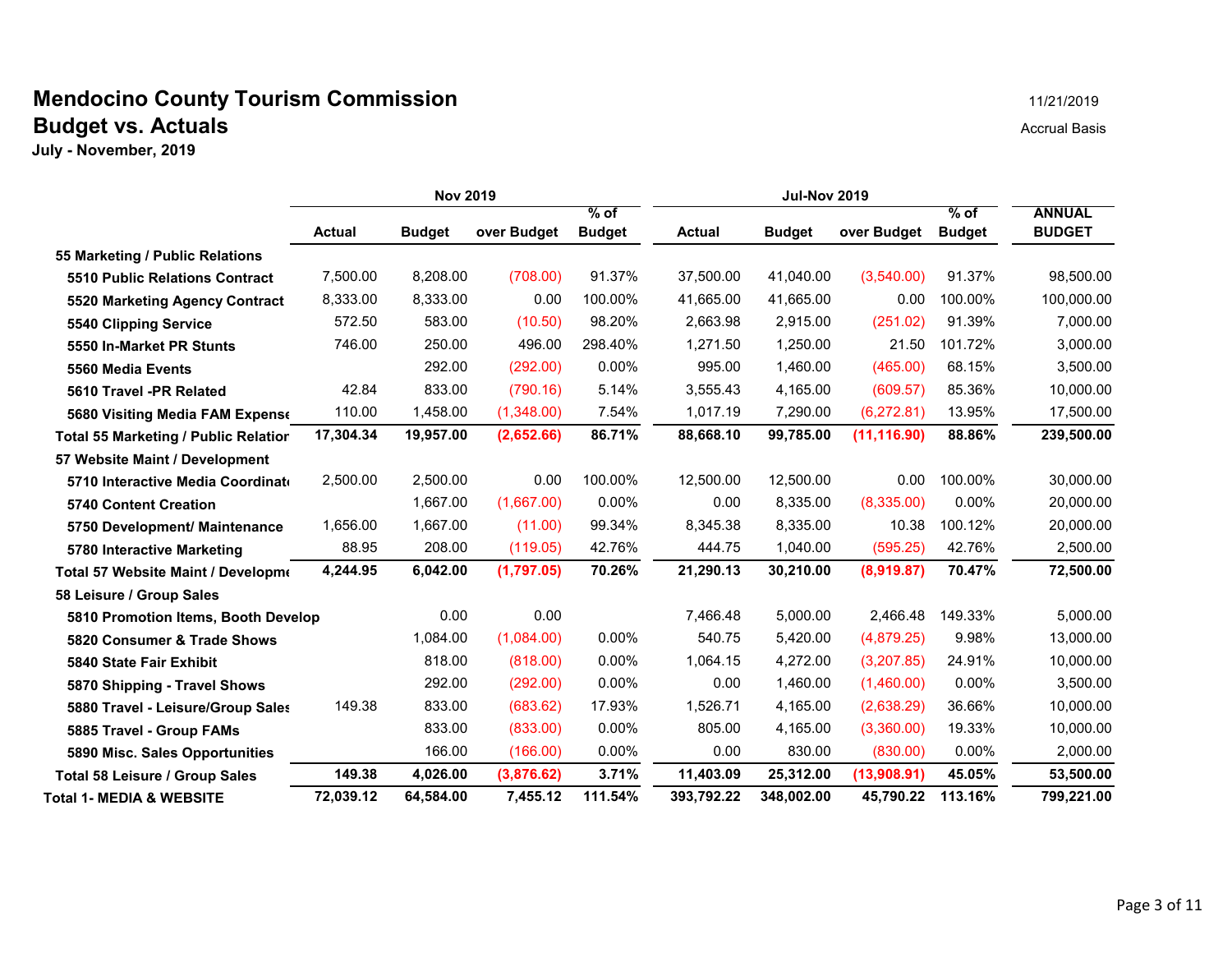# Mendocino County Tourism Commission

## Budget vs. Actuals

**July - November, 2019**

11/21/2019

Accrual Basis

| | Nov 2019 | | | | Jul-Nov 2019 | | | | |
|---|---|---|---|---|---|---|---|---|---|
| | Actual | Budget | over Budget | % of Budget | Actual | Budget | over Budget | % of Budget | ANNUAL BUDGET |
| **55 Marketing / Public Relations** | | | | | | | | | |
| **5510 Public Relations Contract** | 7,500.00 | 8,208.00 | (708.00) | 91.37% | 37,500.00 | 41,040.00 | (3,540.00) | 91.37% | 98,500.00 |
| **5520 Marketing Agency Contract** | 8,333.00 | 8,333.00 | 0.00 | 100.00% | 41,665.00 | 41,665.00 | 0.00 | 100.00% | 100,000.00 |
| **5540 Clipping Service** | 572.50 | 583.00 | (10.50) | 98.20% | 2,663.98 | 2,915.00 | (251.02) | 91.39% | 7,000.00 |
| **5550 In-Market PR Stunts** | 746.00 | 250.00 | 496.00 | 298.40% | 1,271.50 | 1,250.00 | 21.50 | 101.72% | 3,000.00 |
| **5560 Media Events** | | 292.00 | (292.00) | 0.00% | 995.00 | 1,460.00 | (465.00) | 68.15% | 3,500.00 |
| **5610 Travel -PR Related** | 42.84 | 833.00 | (790.16) | 5.14% | 3,555.43 | 4,165.00 | (609.57) | 85.36% | 10,000.00 |
| **5680 Visiting Media FAM Expense** | 110.00 | 1,458.00 | (1,348.00) | 7.54% | 1,017.19 | 7,290.00 | (6,272.81) | 13.95% | 17,500.00 |
| **Total 55 Marketing / Public Relation** | **17,304.34** | **19,957.00** | **(2,652.66)** | **86.71%** | **88,668.10** | **99,785.00** | **(11,116.90)** | **88.86%** | **239,500.00** |
| **57 Website Maint / Development** | | | | | | | | | |
| **5710 Interactive Media Coordinato** | 2,500.00 | 2,500.00 | 0.00 | 100.00% | 12,500.00 | 12,500.00 | 0.00 | 100.00% | 30,000.00 |
| **5740 Content Creation** | | 1,667.00 | (1,667.00) | 0.00% | 0.00 | 8,335.00 | (8,335.00) | 0.00% | 20,000.00 |
| **5750 Development/ Maintenance** | 1,656.00 | 1,667.00 | (11.00) | 99.34% | 8,345.38 | 8,335.00 | 10.38 | 100.12% | 20,000.00 |
| **5780 Interactive Marketing** | 88.95 | 208.00 | (119.05) | 42.76% | 444.75 | 1,040.00 | (595.25) | 42.76% | 2,500.00 |
| **Total 57 Website Maint / Developme** | **4,244.95** | **6,042.00** | **(1,797.05)** | **70.26%** | **21,290.13** | **30,210.00** | **(8,919.87)** | **70.47%** | **72,500.00** |
| **58 Leisure / Group Sales** | | | | | | | | | |
| **5810 Promotion Items, Booth Develop** | | 0.00 | 0.00 | | 7,466.48 | 5,000.00 | 2,466.48 | 149.33% | 5,000.00 |
| **5820 Consumer & Trade Shows** | | 1,084.00 | (1,084.00) | 0.00% | 540.75 | 5,420.00 | (4,879.25) | 9.98% | 13,000.00 |
| **5840 State Fair Exhibit** | | 818.00 | (818.00) | 0.00% | 1,064.15 | 4,272.00 | (3,207.85) | 24.91% | 10,000.00 |
| **5870 Shipping - Travel Shows** | | 292.00 | (292.00) | 0.00% | 0.00 | 1,460.00 | (1,460.00) | 0.00% | 3,500.00 |
| **5880 Travel - Leisure/Group Sales** | 149.38 | 833.00 | (683.62) | 17.93% | 1,526.71 | 4,165.00 | (2,638.29) | 36.66% | 10,000.00 |
| **5885 Travel - Group FAMs** | | 833.00 | (833.00) | 0.00% | 805.00 | 4,165.00 | (3,360.00) | 19.33% | 10,000.00 |
| **5890 Misc. Sales Opportunities** | | 166.00 | (166.00) | 0.00% | 0.00 | 830.00 | (830.00) | 0.00% | 2,000.00 |
| **Total 58 Leisure / Group Sales** | **149.38** | **4,026.00** | **(3,876.62)** | **3.71%** | **11,403.09** | **25,312.00** | **(13,908.91)** | **45.05%** | **53,500.00** |
| **Total 1- MEDIA & WEBSITE** | **72,039.12** | **64,584.00** | **7,455.12** | **111.54%** | **393,792.22** | **348,002.00** | **45,790.22** | **113.16%** | **799,221.00** |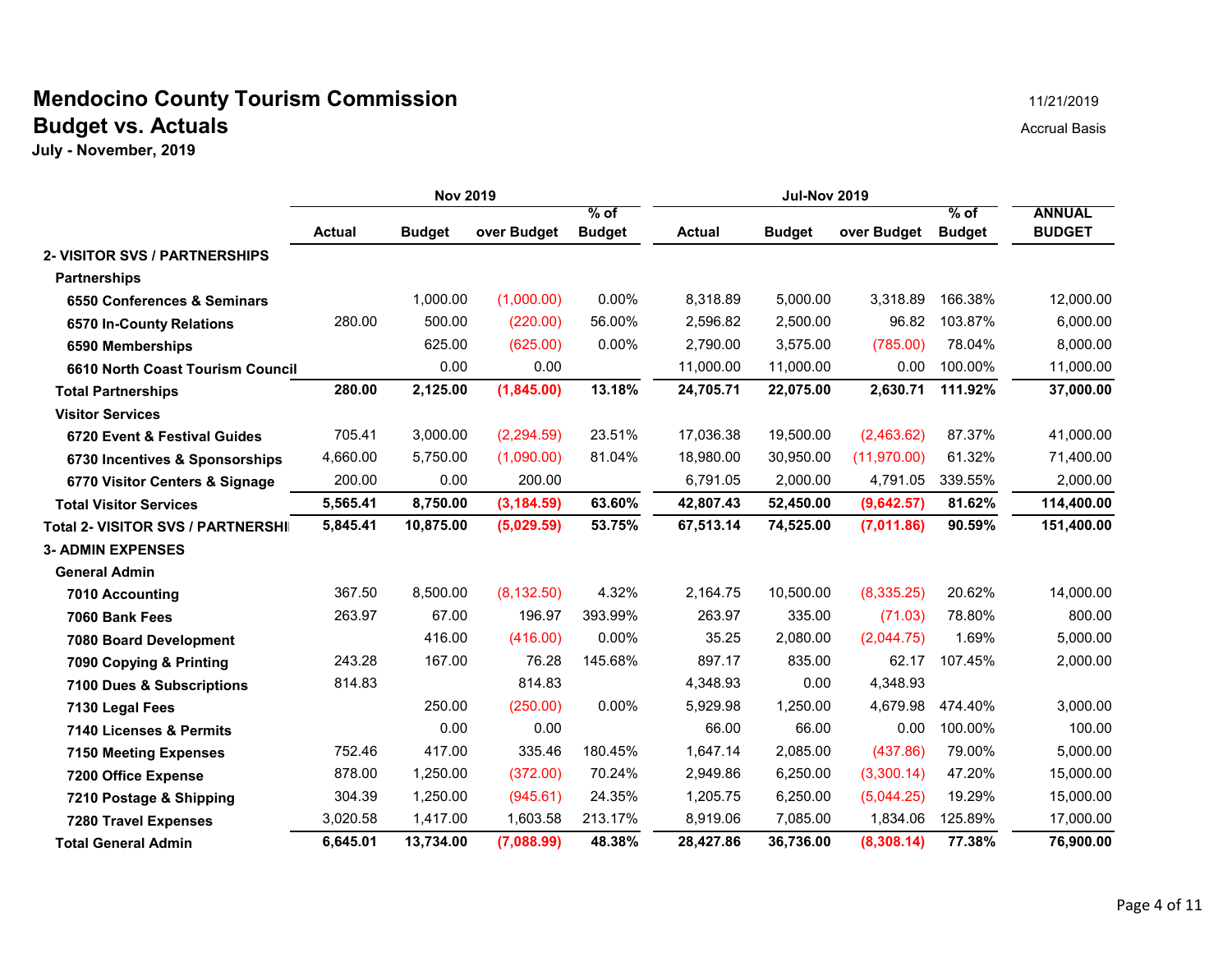# Mendocino County Tourism Commission

## Budget vs. Actuals

**July - November, 2019**

11/21/2019

Accrual Basis

| | Nov 2019 | | | | Jul-Nov 2019 | | | | |
|---|---|---|---|---|---|---|---|---|---|
| | Actual | Budget | over Budget | % of Budget | Actual | Budget | over Budget | % of Budget | ANNUAL BUDGET |
| **2- VISITOR SVS / PARTNERSHIPS** | | | | | | | | | |
| **Partnerships** | | | | | | | | | |
| **6550 Conferences & Seminars** | | 1,000.00 | (1,000.00) | 0.00% | 8,318.89 | 5,000.00 | 3,318.89 | 166.38% | 12,000.00 |
| **6570 In-County Relations** | 280.00 | 500.00 | (220.00) | 56.00% | 2,596.82 | 2,500.00 | 96.82 | 103.87% | 6,000.00 |
| **6590 Memberships** | | 625.00 | (625.00) | 0.00% | 2,790.00 | 3,575.00 | (785.00) | 78.04% | 8,000.00 |
| **6610 North Coast Tourism Council** | | 0.00 | 0.00 | | 11,000.00 | 11,000.00 | 0.00 | 100.00% | 11,000.00 |
| **Total Partnerships** | **280.00** | **2,125.00** | **(1,845.00)** | **13.18%** | **24,705.71** | **22,075.00** | **2,630.71** | **111.92%** | **37,000.00** |
| **Visitor Services** | | | | | | | | | |
| **6720 Event & Festival Guides** | 705.41 | 3,000.00 | (2,294.59) | 23.51% | 17,036.38 | 19,500.00 | (2,463.62) | 87.37% | 41,000.00 |
| **6730 Incentives & Sponsorships** | 4,660.00 | 5,750.00 | (1,090.00) | 81.04% | 18,980.00 | 30,950.00 | (11,970.00) | 61.32% | 71,400.00 |
| **6770 Visitor Centers & Signage** | 200.00 | 0.00 | 200.00 | | 6,791.05 | 2,000.00 | 4,791.05 | 339.55% | 2,000.00 |
| **Total Visitor Services** | **5,565.41** | **8,750.00** | **(3,184.59)** | **63.60%** | **42,807.43** | **52,450.00** | **(9,642.57)** | **81.62%** | **114,400.00** |
| **Total 2- VISITOR SVS / PARTNERSHI** | **5,845.41** | **10,875.00** | **(5,029.59)** | **53.75%** | **67,513.14** | **74,525.00** | **(7,011.86)** | **90.59%** | **151,400.00** |
| **3- ADMIN EXPENSES** | | | | | | | | | |
| **General Admin** | | | | | | | | | |
| **7010 Accounting** | 367.50 | 8,500.00 | (8,132.50) | 4.32% | 2,164.75 | 10,500.00 | (8,335.25) | 20.62% | 14,000.00 |
| **7060 Bank Fees** | 263.97 | 67.00 | 196.97 | 393.99% | 263.97 | 335.00 | (71.03) | 78.80% | 800.00 |
| **7080 Board Development** | | 416.00 | (416.00) | 0.00% | 35.25 | 2,080.00 | (2,044.75) | 1.69% | 5,000.00 |
| **7090 Copying & Printing** | 243.28 | 167.00 | 76.28 | 145.68% | 897.17 | 835.00 | 62.17 | 107.45% | 2,000.00 |
| **7100 Dues & Subscriptions** | 814.83 | | 814.83 | | 4,348.93 | 0.00 | 4,348.93 | | |
| **7130 Legal Fees** | | 250.00 | (250.00) | 0.00% | 5,929.98 | 1,250.00 | 4,679.98 | 474.40% | 3,000.00 |
| **7140 Licenses & Permits** | | 0.00 | 0.00 | | 66.00 | 66.00 | 0.00 | 100.00% | 100.00 |
| **7150 Meeting Expenses** | 752.46 | 417.00 | 335.46 | 180.45% | 1,647.14 | 2,085.00 | (437.86) | 79.00% | 5,000.00 |
| **7200 Office Expense** | 878.00 | 1,250.00 | (372.00) | 70.24% | 2,949.86 | 6,250.00 | (3,300.14) | 47.20% | 15,000.00 |
| **7210 Postage & Shipping** | 304.39 | 1,250.00 | (945.61) | 24.35% | 1,205.75 | 6,250.00 | (5,044.25) | 19.29% | 15,000.00 |
| **7280 Travel Expenses** | 3,020.58 | 1,417.00 | 1,603.58 | 213.17% | 8,919.06 | 7,085.00 | 1,834.06 | 125.89% | 17,000.00 |
| **Total General Admin** | **6,645.01** | **13,734.00** | **(7,088.99)** | **48.38%** | **28,427.86** | **36,736.00** | **(8,308.14)** | **77.38%** | **76,900.00** |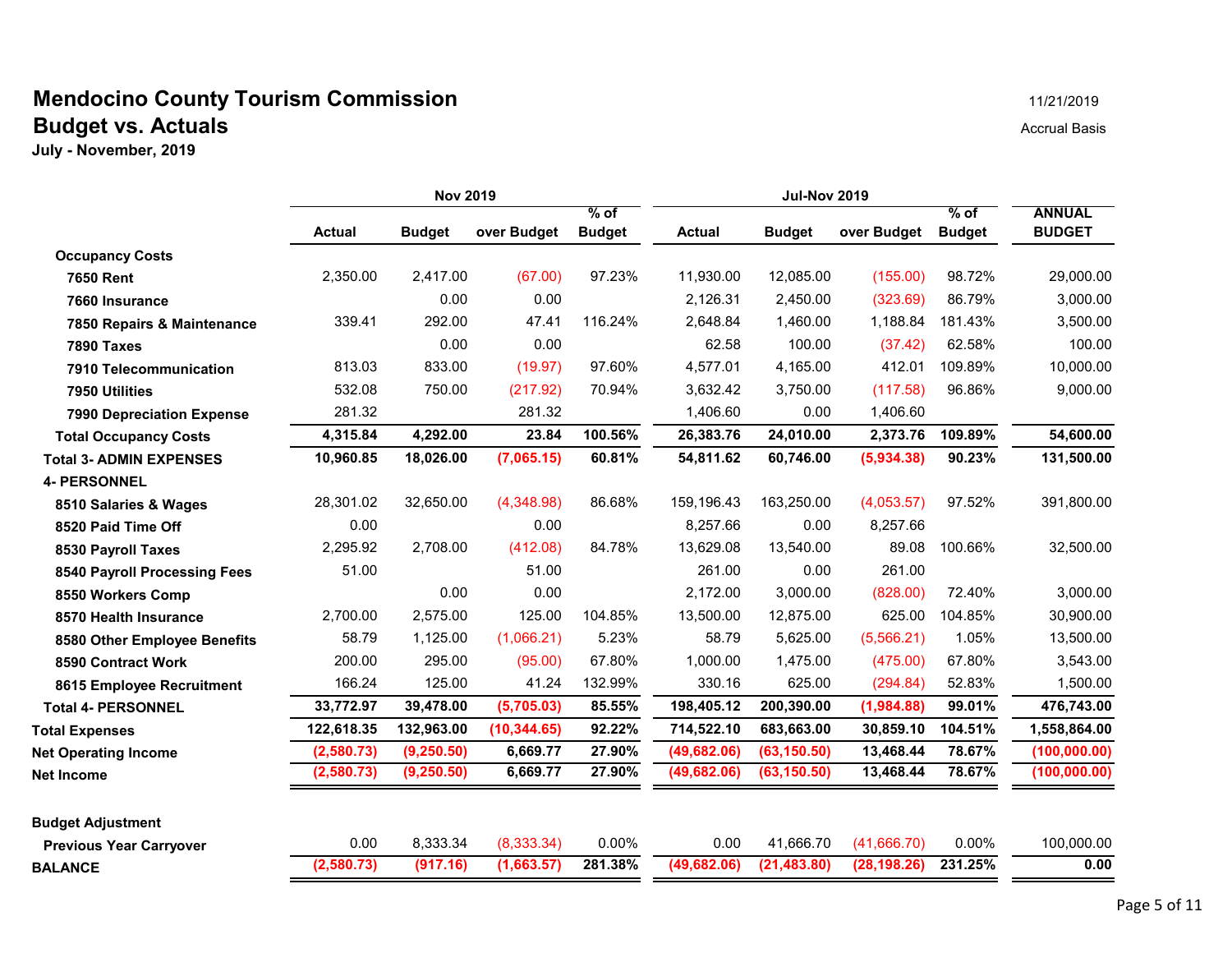# Mendocino County Tourism Commission

## Budget vs. Actuals

**July - November, 2019**

11/21/2019

Accrual Basis

| | Nov 2019 | | | | Jul-Nov 2019 | | | | |
|---|---|---|---|---|---|---|---|---|---|
| | **Actual** | **Budget** | **over Budget** | **% of Budget** | **Actual** | **Budget** | **over Budget** | **% of Budget** | **ANNUAL BUDGET** |
| **Occupancy Costs** | | | | | | | | | |
| **7650 Rent** | 2,350.00 | 2,417.00 | (67.00) | 97.23% | 11,930.00 | 12,085.00 | (155.00) | 98.72% | 29,000.00 |
| **7660 Insurance** | | 0.00 | 0.00 | | 2,126.31 | 2,450.00 | (323.69) | 86.79% | 3,000.00 |
| **7850 Repairs & Maintenance** | 339.41 | 292.00 | 47.41 | 116.24% | 2,648.84 | 1,460.00 | 1,188.84 | 181.43% | 3,500.00 |
| **7890 Taxes** | | 0.00 | 0.00 | | 62.58 | 100.00 | (37.42) | 62.58% | 100.00 |
| **7910 Telecommunication** | 813.03 | 833.00 | (19.97) | 97.60% | 4,577.01 | 4,165.00 | 412.01 | 109.89% | 10,000.00 |
| **7950 Utilities** | 532.08 | 750.00 | (217.92) | 70.94% | 3,632.42 | 3,750.00 | (117.58) | 96.86% | 9,000.00 |
| **7990 Depreciation Expense** | 281.32 | | 281.32 | | 1,406.60 | 0.00 | 1,406.60 | | |
| **Total Occupancy Costs** | **4,315.84** | **4,292.00** | **23.84** | **100.56%** | **26,383.76** | **24,010.00** | **2,373.76** | **109.89%** | **54,600.00** |
| **Total 3- ADMIN EXPENSES** | **10,960.85** | **18,026.00** | **(7,065.15)** | **60.81%** | **54,811.62** | **60,746.00** | **(5,934.38)** | **90.23%** | **131,500.00** |
| **4- PERSONNEL** | | | | | | | | | |
| **8510 Salaries & Wages** | 28,301.02 | 32,650.00 | (4,348.98) | 86.68% | 159,196.43 | 163,250.00 | (4,053.57) | 97.52% | 391,800.00 |
| **8520 Paid Time Off** | 0.00 | | 0.00 | | 8,257.66 | 0.00 | 8,257.66 | | |
| **8530 Payroll Taxes** | 2,295.92 | 2,708.00 | (412.08) | 84.78% | 13,629.08 | 13,540.00 | 89.08 | 100.66% | 32,500.00 |
| **8540 Payroll Processing Fees** | 51.00 | | 51.00 | | 261.00 | 0.00 | 261.00 | | |
| **8550 Workers Comp** | | 0.00 | 0.00 | | 2,172.00 | 3,000.00 | (828.00) | 72.40% | 3,000.00 |
| **8570 Health Insurance** | 2,700.00 | 2,575.00 | 125.00 | 104.85% | 13,500.00 | 12,875.00 | 625.00 | 104.85% | 30,900.00 |
| **8580 Other Employee Benefits** | 58.79 | 1,125.00 | (1,066.21) | 5.23% | 58.79 | 5,625.00 | (5,566.21) | 1.05% | 13,500.00 |
| **8590 Contract Work** | 200.00 | 295.00 | (95.00) | 67.80% | 1,000.00 | 1,475.00 | (475.00) | 67.80% | 3,543.00 |
| **8615 Employee Recruitment** | 166.24 | 125.00 | 41.24 | 132.99% | 330.16 | 625.00 | (294.84) | 52.83% | 1,500.00 |
| **Total 4- PERSONNEL** | **33,772.97** | **39,478.00** | **(5,705.03)** | **85.55%** | **198,405.12** | **200,390.00** | **(1,984.88)** | **99.01%** | **476,743.00** |
| **Total Expenses** | **122,618.35** | **132,963.00** | **(10,344.65)** | **92.22%** | **714,522.10** | **683,663.00** | **30,859.10** | **104.51%** | **1,558,864.00** |
| **Net Operating Income** | **(2,580.73)** | **(9,250.50)** | **6,669.77** | **27.90%** | **(49,682.06)** | **(63,150.50)** | **13,468.44** | **78.67%** | **(100,000.00)** |
| **Net Income** | **(2,580.73)** | **(9,250.50)** | **6,669.77** | **27.90%** | **(49,682.06)** | **(63,150.50)** | **13,468.44** | **78.67%** | **(100,000.00)** |
| | | | | | | | | | |
| **Budget Adjustment** | | | | | | | | | |
| **Previous Year Carryover** | 0.00 | 8,333.34 | (8,333.34) | 0.00% | 0.00 | 41,666.70 | (41,666.70) | 0.00% | 100,000.00 |
| **BALANCE** | **(2,580.73)** | **(917.16)** | **(1,663.57)** | **281.38%** | **(49,682.06)** | **(21,483.80)** | **(28,198.26)** | **231.25%** | **0.00** |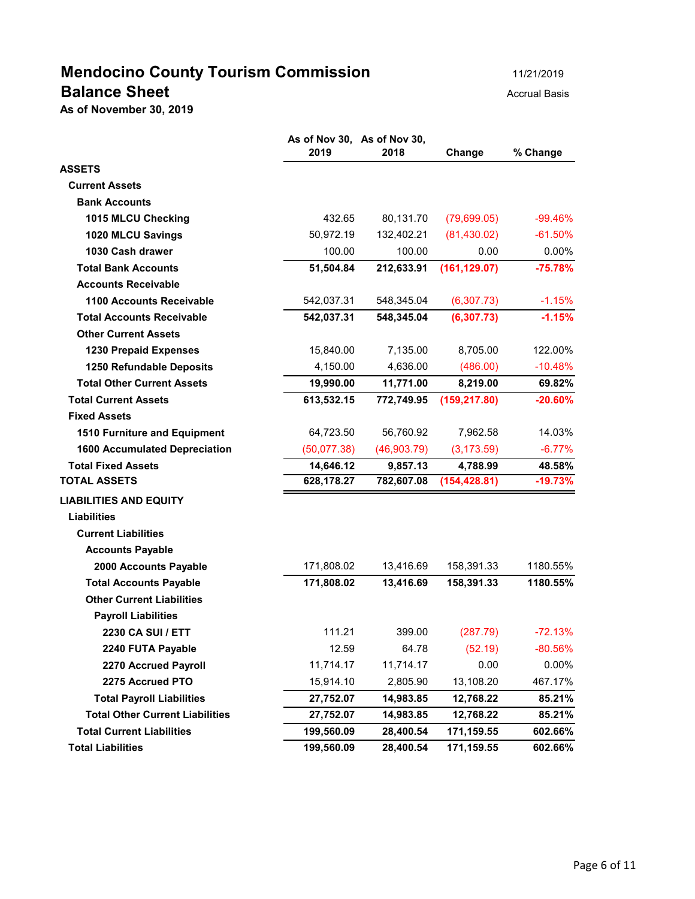# Mendocino County Tourism Commission

## Balance Sheet

**As of November 30, 2019**

11/21/2019

Accrual Basis

| | As of Nov 30, 2019 | As of Nov 30, 2018 | Change | % Change |
|---|---|---|---|---|
| **ASSETS** | | | | |
| **Current Assets** | | | | |
| **Bank Accounts** | | | | |
| **1015 MLCU Checking** | 432.65 | 80,131.70 | (79,699.05) | -99.46% |
| **1020 MLCU Savings** | 50,972.19 | 132,402.21 | (81,430.02) | -61.50% |
| **1030 Cash drawer** | 100.00 | 100.00 | 0.00 | 0.00% |
| **Total Bank Accounts** | **51,504.84** | **212,633.91** | **(161,129.07)** | **-75.78%** |
| **Accounts Receivable** | | | | |
| **1100 Accounts Receivable** | 542,037.31 | 548,345.04 | (6,307.73) | -1.15% |
| **Total Accounts Receivable** | **542,037.31** | **548,345.04** | **(6,307.73)** | **-1.15%** |
| **Other Current Assets** | | | | |
| **1230 Prepaid Expenses** | 15,840.00 | 7,135.00 | 8,705.00 | 122.00% |
| **1250 Refundable Deposits** | 4,150.00 | 4,636.00 | (486.00) | -10.48% |
| **Total Other Current Assets** | **19,990.00** | **11,771.00** | **8,219.00** | **69.82%** |
| **Total Current Assets** | **613,532.15** | **772,749.95** | **(159,217.80)** | **-20.60%** |
| **Fixed Assets** | | | | |
| **1510 Furniture and Equipment** | 64,723.50 | 56,760.92 | 7,962.58 | 14.03% |
| **1600 Accumulated Depreciation** | (50,077.38) | (46,903.79) | (3,173.59) | -6.77% |
| **Total Fixed Assets** | **14,646.12** | **9,857.13** | **4,788.99** | **48.58%** |
| **TOTAL ASSETS** | **628,178.27** | **782,607.08** | **(154,428.81)** | **-19.73%** |
| **LIABILITIES AND EQUITY** | | | | |
| **Liabilities** | | | | |
| **Current Liabilities** | | | | |
| **Accounts Payable** | | | | |
| **2000 Accounts Payable** | 171,808.02 | 13,416.69 | 158,391.33 | 1180.55% |
| **Total Accounts Payable** | **171,808.02** | **13,416.69** | **158,391.33** | **1180.55%** |
| **Other Current Liabilities** | | | | |
| **Payroll Liabilities** | | | | |
| **2230 CA SUI / ETT** | 111.21 | 399.00 | (287.79) | -72.13% |
| **2240 FUTA Payable** | 12.59 | 64.78 | (52.19) | -80.56% |
| **2270 Accrued Payroll** | 11,714.17 | 11,714.17 | 0.00 | 0.00% |
| **2275 Accrued PTO** | 15,914.10 | 2,805.90 | 13,108.20 | 467.17% |
| **Total Payroll Liabilities** | **27,752.07** | **14,983.85** | **12,768.22** | **85.21%** |
| **Total Other Current Liabilities** | **27,752.07** | **14,983.85** | **12,768.22** | **85.21%** |
| **Total Current Liabilities** | **199,560.09** | **28,400.54** | **171,159.55** | **602.66%** |
| **Total Liabilities** | **199,560.09** | **28,400.54** | **171,159.55** | **602.66%** |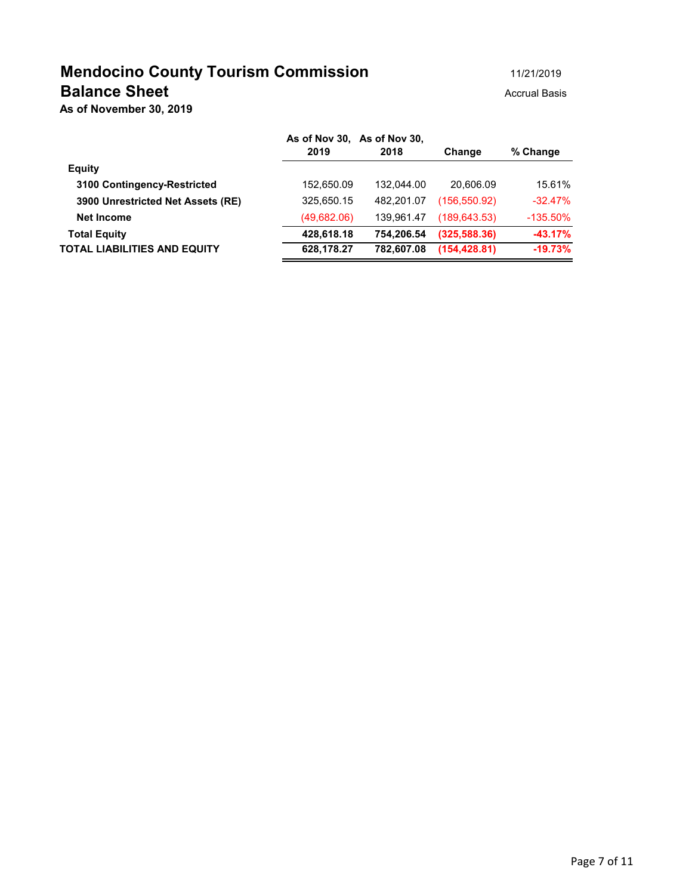# Mendocino County Tourism Commission

## Balance Sheet

**As of November 30, 2019**

11/21/2019

Accrual Basis

| | As of Nov 30, 2019 | As of Nov 30, 2018 | Change | % Change |
|---|---|---|---|---|
| **Equity** | | | | |
| **3100 Contingency-Restricted** | 152,650.09 | 132,044.00 | 20,606.09 | 15.61% |
| **3900 Unrestricted Net Assets (RE)** | 325,650.15 | 482,201.07 | (156,550.92) | -32.47% |
| **Net Income** | (49,682.06) | 139,961.47 | (189,643.53) | -135.50% |
| **Total Equity** | **428,618.18** | **754,206.54** | **(325,588.36)** | **-43.17%** |
| **TOTAL LIABILITIES AND EQUITY** | **628,178.27** | **782,607.08** | **(154,428.81)** | **-19.73%** |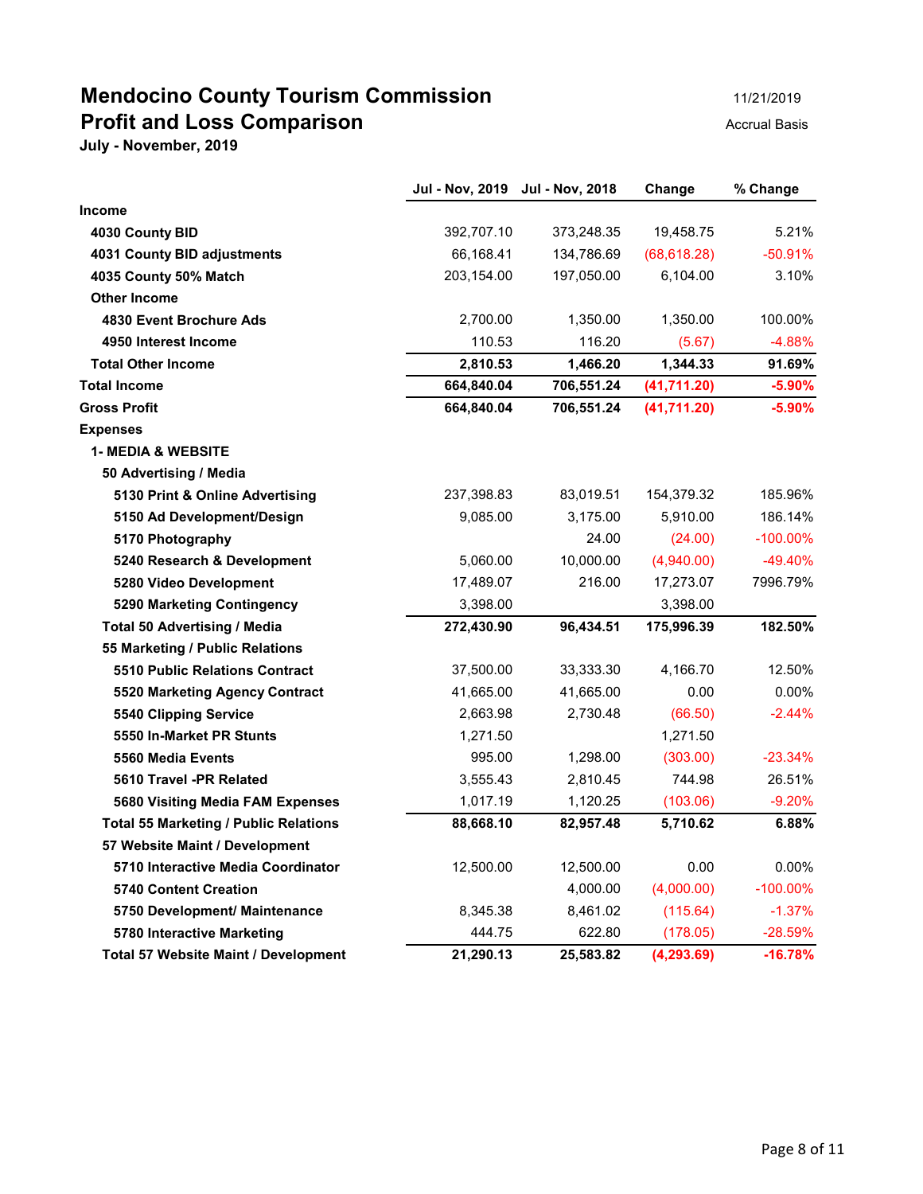# Mendocino County Tourism Commission

## Profit and Loss Comparison

**July - November, 2019**

11/21/2019

Accrual Basis

| | Jul - Nov, 2019 | Jul - Nov, 2018 | Change | % Change |
|---|---|---|---|---|
| **Income** | | | | |
| **4030 County BID** | 392,707.10 | 373,248.35 | 19,458.75 | 5.21% |
| **4031 County BID adjustments** | 66,168.41 | 134,786.69 | (68,618.28) | -50.91% |
| **4035 County 50% Match** | 203,154.00 | 197,050.00 | 6,104.00 | 3.10% |
| **Other Income** | | | | |
| **4830 Event Brochure Ads** | 2,700.00 | 1,350.00 | 1,350.00 | 100.00% |
| **4950 Interest Income** | 110.53 | 116.20 | (5.67) | -4.88% |
| **Total Other Income** | **2,810.53** | **1,466.20** | **1,344.33** | **91.69%** |
| **Total Income** | **664,840.04** | **706,551.24** | **(41,711.20)** | **-5.90%** |
| **Gross Profit** | **664,840.04** | **706,551.24** | **(41,711.20)** | **-5.90%** |
| **Expenses** | | | | |
| **1- MEDIA & WEBSITE** | | | | |
| **50 Advertising / Media** | | | | |
| **5130 Print & Online Advertising** | 237,398.83 | 83,019.51 | 154,379.32 | 185.96% |
| **5150 Ad Development/Design** | 9,085.00 | 3,175.00 | 5,910.00 | 186.14% |
| **5170 Photography** | | 24.00 | (24.00) | -100.00% |
| **5240 Research & Development** | 5,060.00 | 10,000.00 | (4,940.00) | -49.40% |
| **5280 Video Development** | 17,489.07 | 216.00 | 17,273.07 | 7996.79% |
| **5290 Marketing Contingency** | 3,398.00 | | 3,398.00 | |
| **Total 50 Advertising / Media** | **272,430.90** | **96,434.51** | **175,996.39** | **182.50%** |
| **55 Marketing / Public Relations** | | | | |
| **5510 Public Relations Contract** | 37,500.00 | 33,333.30 | 4,166.70 | 12.50% |
| **5520 Marketing Agency Contract** | 41,665.00 | 41,665.00 | 0.00 | 0.00% |
| **5540 Clipping Service** | 2,663.98 | 2,730.48 | (66.50) | -2.44% |
| **5550 In-Market PR Stunts** | 1,271.50 | | 1,271.50 | |
| **5560 Media Events** | 995.00 | 1,298.00 | (303.00) | -23.34% |
| **5610 Travel -PR Related** | 3,555.43 | 2,810.45 | 744.98 | 26.51% |
| **5680 Visiting Media FAM Expenses** | 1,017.19 | 1,120.25 | (103.06) | -9.20% |
| **Total 55 Marketing / Public Relations** | **88,668.10** | **82,957.48** | **5,710.62** | **6.88%** |
| **57 Website Maint / Development** | | | | |
| **5710 Interactive Media Coordinator** | 12,500.00 | 12,500.00 | 0.00 | 0.00% |
| **5740 Content Creation** | | 4,000.00 | (4,000.00) | -100.00% |
| **5750 Development/ Maintenance** | 8,345.38 | 8,461.02 | (115.64) | -1.37% |
| **5780 Interactive Marketing** | 444.75 | 622.80 | (178.05) | -28.59% |
| **Total 57 Website Maint / Development** | **21,290.13** | **25,583.82** | **(4,293.69)** | **-16.78%** |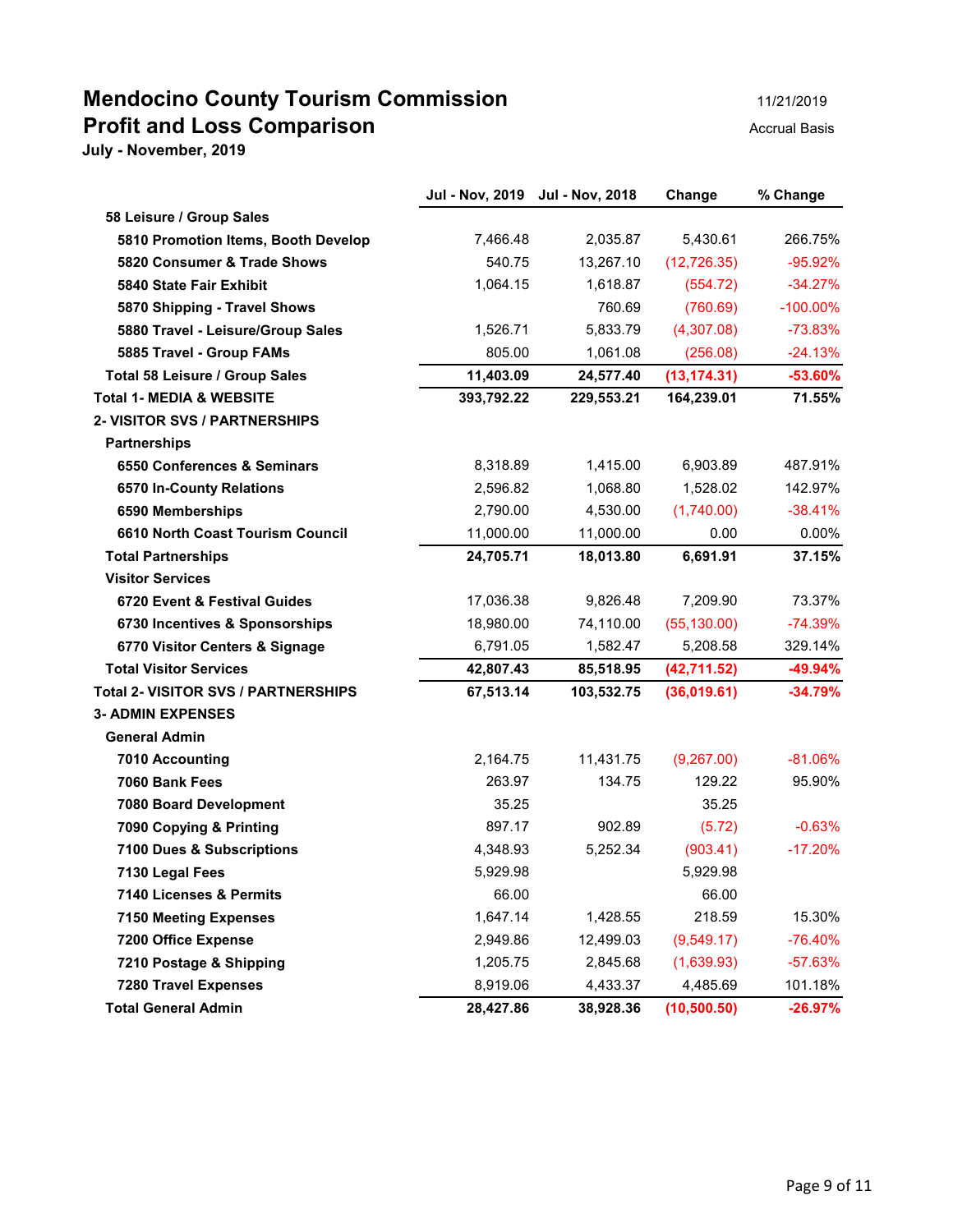# Mendocino County Tourism Commission

## Profit and Loss Comparison

**July - November, 2019**

11/21/2019

Accrual Basis

| | Jul - Nov, 2019 | Jul - Nov, 2018 | Change | % Change |
|---|---|---|---|---|
| **58 Leisure / Group Sales** | | | | |
| **5810 Promotion Items, Booth Develop** | 7,466.48 | 2,035.87 | 5,430.61 | 266.75% |
| **5820 Consumer & Trade Shows** | 540.75 | 13,267.10 | (12,726.35) | -95.92% |
| **5840 State Fair Exhibit** | 1,064.15 | 1,618.87 | (554.72) | -34.27% |
| **5870 Shipping - Travel Shows** | | 760.69 | (760.69) | -100.00% |
| **5880 Travel - Leisure/Group Sales** | 1,526.71 | 5,833.79 | (4,307.08) | -73.83% |
| **5885 Travel - Group FAMs** | 805.00 | 1,061.08 | (256.08) | -24.13% |
| **Total 58 Leisure / Group Sales** | **11,403.09** | **24,577.40** | **(13,174.31)** | **-53.60%** |
| **Total 1- MEDIA & WEBSITE** | **393,792.22** | **229,553.21** | **164,239.01** | **71.55%** |
| **2- VISITOR SVS / PARTNERSHIPS** | | | | |
| **Partnerships** | | | | |
| **6550 Conferences & Seminars** | 8,318.89 | 1,415.00 | 6,903.89 | 487.91% |
| **6570 In-County Relations** | 2,596.82 | 1,068.80 | 1,528.02 | 142.97% |
| **6590 Memberships** | 2,790.00 | 4,530.00 | (1,740.00) | -38.41% |
| **6610 North Coast Tourism Council** | 11,000.00 | 11,000.00 | 0.00 | 0.00% |
| **Total Partnerships** | **24,705.71** | **18,013.80** | **6,691.91** | **37.15%** |
| **Visitor Services** | | | | |
| **6720 Event & Festival Guides** | 17,036.38 | 9,826.48 | 7,209.90 | 73.37% |
| **6730 Incentives & Sponsorships** | 18,980.00 | 74,110.00 | (55,130.00) | -74.39% |
| **6770 Visitor Centers & Signage** | 6,791.05 | 1,582.47 | 5,208.58 | 329.14% |
| **Total Visitor Services** | **42,807.43** | **85,518.95** | **(42,711.52)** | **-49.94%** |
| **Total 2- VISITOR SVS / PARTNERSHIPS** | **67,513.14** | **103,532.75** | **(36,019.61)** | **-34.79%** |
| **3- ADMIN EXPENSES** | | | | |
| **General Admin** | | | | |
| **7010 Accounting** | 2,164.75 | 11,431.75 | (9,267.00) | -81.06% |
| **7060 Bank Fees** | 263.97 | 134.75 | 129.22 | 95.90% |
| **7080 Board Development** | 35.25 | | 35.25 | |
| **7090 Copying & Printing** | 897.17 | 902.89 | (5.72) | -0.63% |
| **7100 Dues & Subscriptions** | 4,348.93 | 5,252.34 | (903.41) | -17.20% |
| **7130 Legal Fees** | 5,929.98 | | 5,929.98 | |
| **7140 Licenses & Permits** | 66.00 | | 66.00 | |
| **7150 Meeting Expenses** | 1,647.14 | 1,428.55 | 218.59 | 15.30% |
| **7200 Office Expense** | 2,949.86 | 12,499.03 | (9,549.17) | -76.40% |
| **7210 Postage & Shipping** | 1,205.75 | 2,845.68 | (1,639.93) | -57.63% |
| **7280 Travel Expenses** | 8,919.06 | 4,433.37 | 4,485.69 | 101.18% |
| **Total General Admin** | **28,427.86** | **38,928.36** | **(10,500.50)** | **-26.97%** |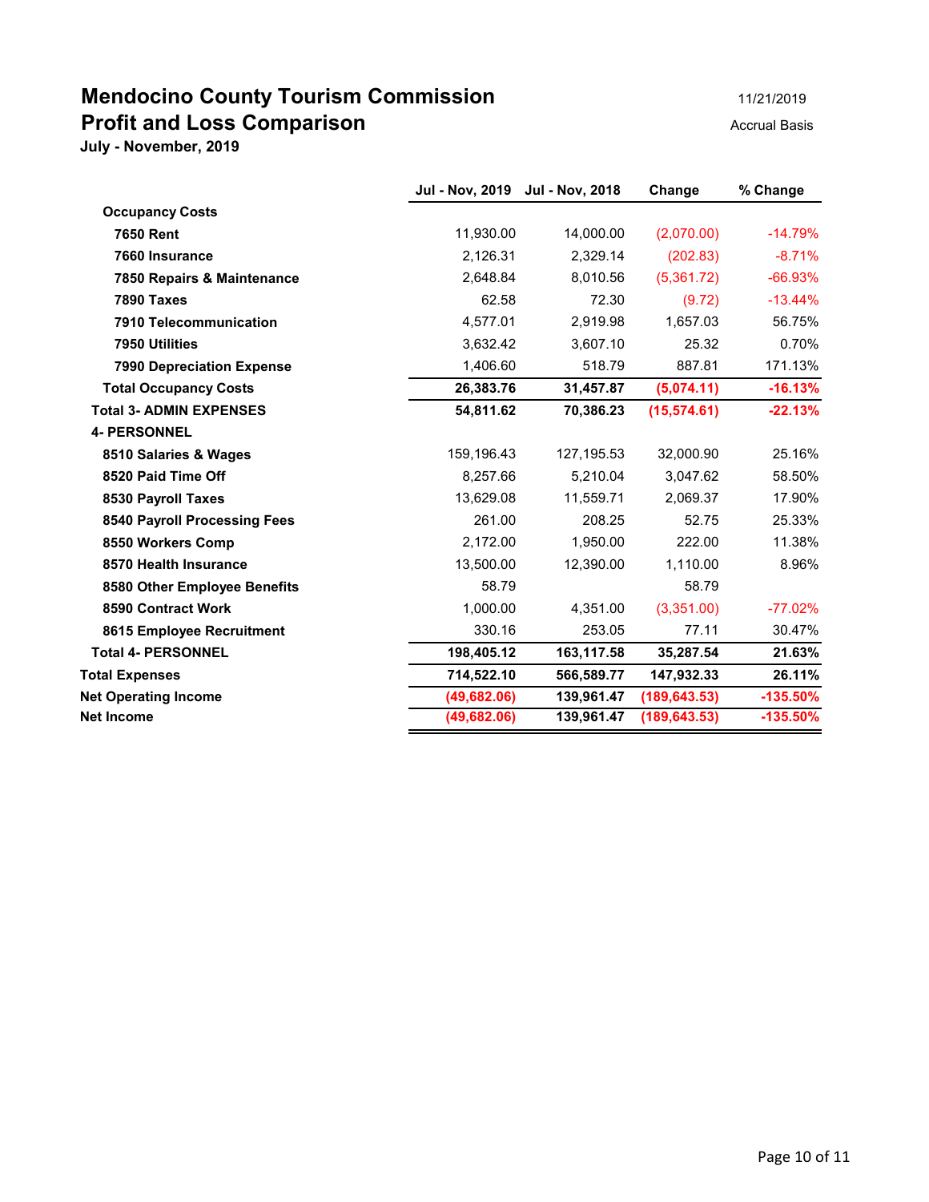# Mendocino County Tourism Commission
## Profit and Loss Comparison
**July - November, 2019**

11/21/2019

Accrual Basis

| | Jul - Nov, 2019 | Jul - Nov, 2018 | Change | % Change |
|---|---|---|---|---|
| **Occupancy Costs** | | | | |
| **7650 Rent** | 11,930.00 | 14,000.00 | (2,070.00) | -14.79% |
| **7660 Insurance** | 2,126.31 | 2,329.14 | (202.83) | -8.71% |
| **7850 Repairs & Maintenance** | 2,648.84 | 8,010.56 | (5,361.72) | -66.93% |
| **7890 Taxes** | 62.58 | 72.30 | (9.72) | -13.44% |
| **7910 Telecommunication** | 4,577.01 | 2,919.98 | 1,657.03 | 56.75% |
| **7950 Utilities** | 3,632.42 | 3,607.10 | 25.32 | 0.70% |
| **7990 Depreciation Expense** | 1,406.60 | 518.79 | 887.81 | 171.13% |
| **Total Occupancy Costs** | **26,383.76** | **31,457.87** | **(5,074.11)** | **-16.13%** |
| **Total 3- ADMIN EXPENSES** | **54,811.62** | **70,386.23** | **(15,574.61)** | **-22.13%** |
| **4- PERSONNEL** | | | | |
| **8510 Salaries & Wages** | 159,196.43 | 127,195.53 | 32,000.90 | 25.16% |
| **8520 Paid Time Off** | 8,257.66 | 5,210.04 | 3,047.62 | 58.50% |
| **8530 Payroll Taxes** | 13,629.08 | 11,559.71 | 2,069.37 | 17.90% |
| **8540 Payroll Processing Fees** | 261.00 | 208.25 | 52.75 | 25.33% |
| **8550 Workers Comp** | 2,172.00 | 1,950.00 | 222.00 | 11.38% |
| **8570 Health Insurance** | 13,500.00 | 12,390.00 | 1,110.00 | 8.96% |
| **8580 Other Employee Benefits** | 58.79 | | 58.79 | |
| **8590 Contract Work** | 1,000.00 | 4,351.00 | (3,351.00) | -77.02% |
| **8615 Employee Recruitment** | 330.16 | 253.05 | 77.11 | 30.47% |
| **Total 4- PERSONNEL** | **198,405.12** | **163,117.58** | **35,287.54** | **21.63%** |
| **Total Expenses** | **714,522.10** | **566,589.77** | **147,932.33** | **26.11%** |
| **Net Operating Income** | **(49,682.06)** | **139,961.47** | **(189,643.53)** | **-135.50%** |
| **Net Income** | **(49,682.06)** | **139,961.47** | **(189,643.53)** | **-135.50%** |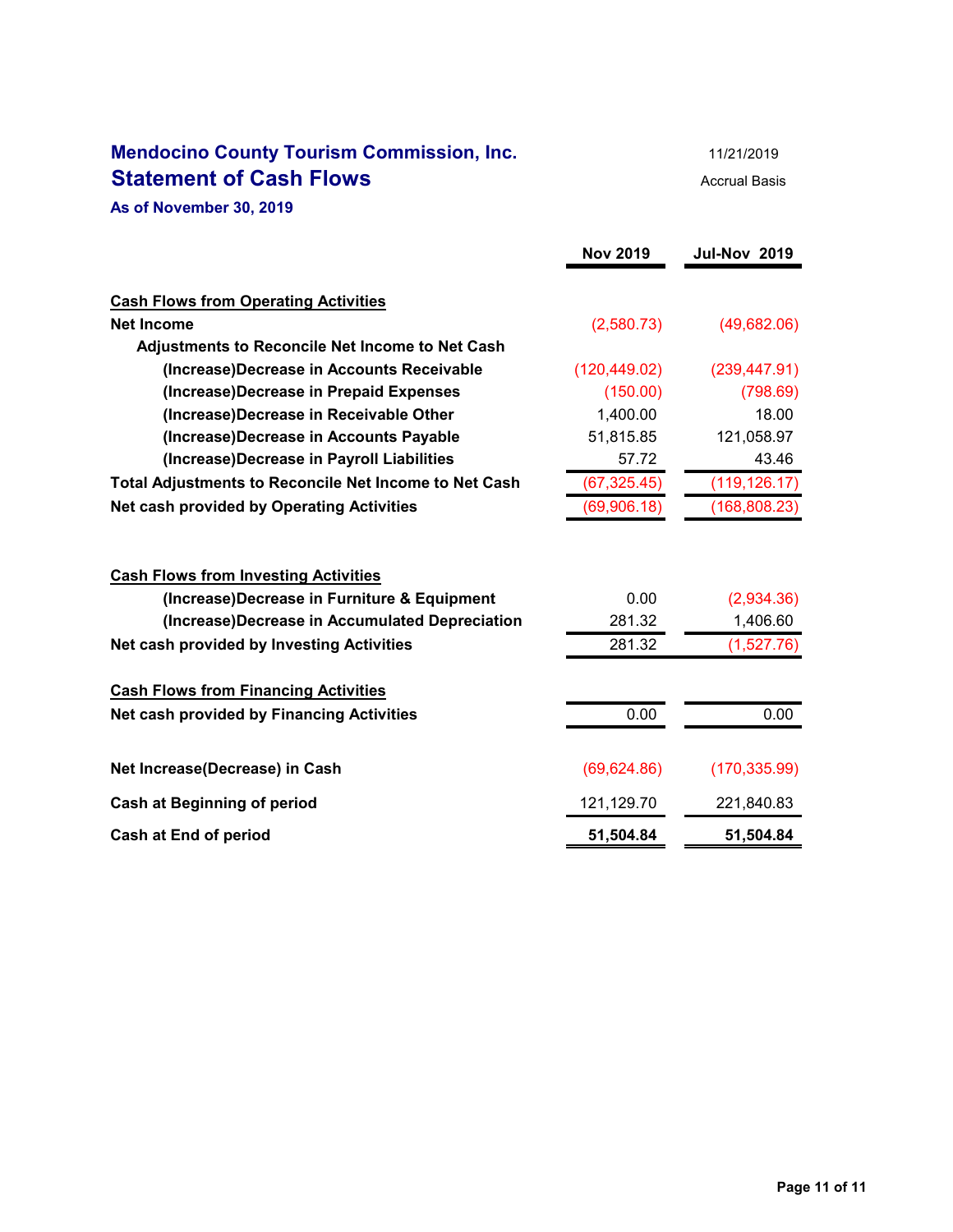# Mendocino County Tourism Commission, Inc.

## Statement of Cash Flows

**As of November 30, 2019**

11/21/2019

Accrual Basis

| | Nov 2019 | Jul-Nov 2019 |
|---|---|---|
| **Cash Flows from Operating Activities** | | |
| **Net Income** | (2,580.73) | (49,682.06) |
| **Adjustments to Reconcile Net Income to Net Cash** | | |
| **(Increase)Decrease in Accounts Receivable** | (120,449.02) | (239,447.91) |
| **(Increase)Decrease in Prepaid Expenses** | (150.00) | (798.69) |
| **(Increase)Decrease in Receivable Other** | 1,400.00 | 18.00 |
| **(Increase)Decrease in Accounts Payable** | 51,815.85 | 121,058.97 |
| **(Increase)Decrease in Payroll Liabilities** | 57.72 | 43.46 |
| **Total Adjustments to Reconcile Net Income to Net Cash** | (67,325.45) | (119,126.17) |
| **Net cash provided by Operating Activities** | (69,906.18) | (168,808.23) |
| | | |
| **Cash Flows from Investing Activities** | | |
| **(Increase)Decrease in Furniture & Equipment** | 0.00 | (2,934.36) |
| **(Increase)Decrease in Accumulated Depreciation** | 281.32 | 1,406.60 |
| **Net cash provided by Investing Activities** | 281.32 | (1,527.76) |
| | | |
| **Cash Flows from Financing Activities** | | |
| **Net cash provided by Financing Activities** | 0.00 | 0.00 |
| | | |
| **Net Increase(Decrease) in Cash** | (69,624.86) | (170,335.99) |
| **Cash at Beginning of period** | 121,129.70 | 221,840.83 |
| **Cash at End of period** | **51,504.84** | **51,504.84** |